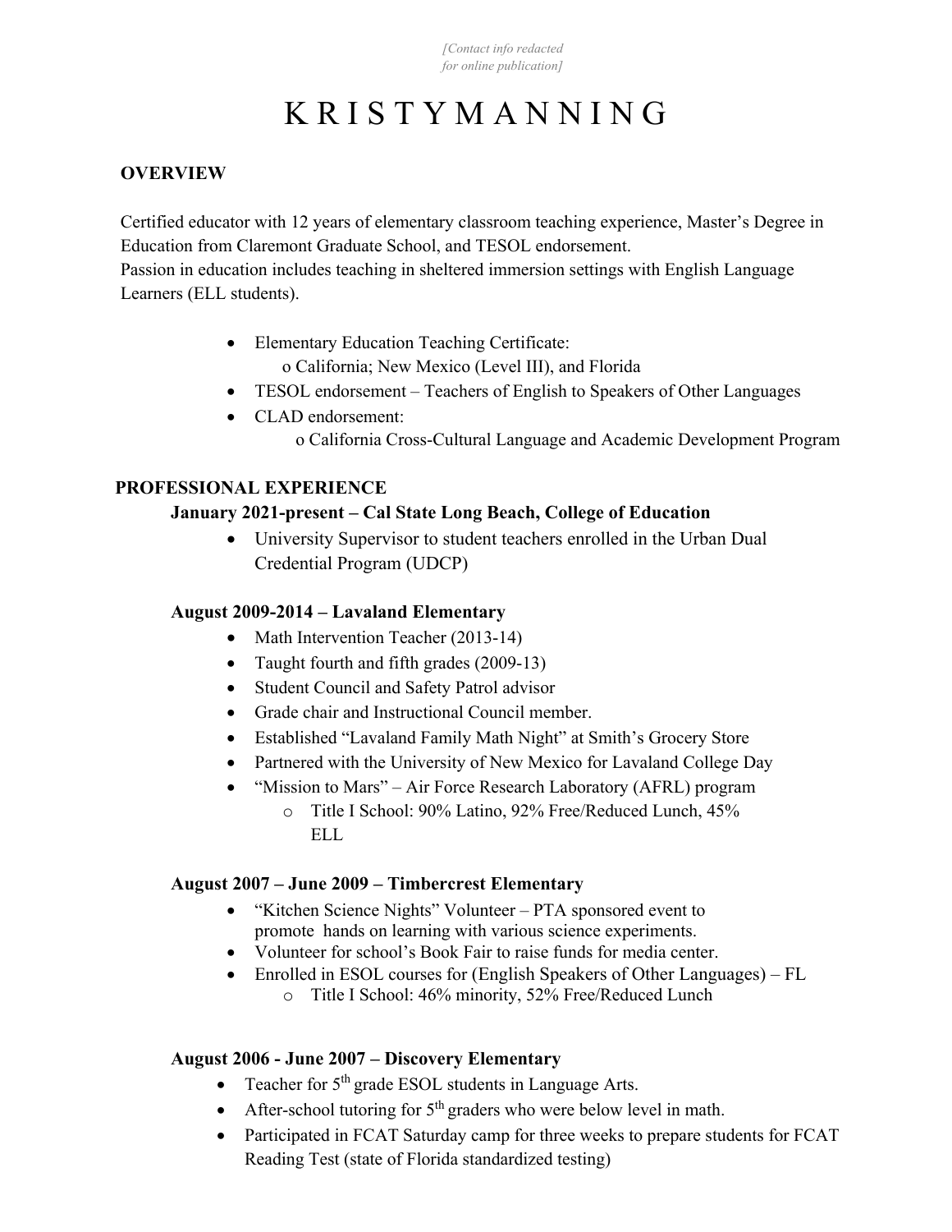*[Contact info redacted for online publication]*

# K R I S T Y M A N N I N G

## OVERVIEW

Certified educator with 12 years of elementary classroom teaching experience, Master's Degree in Education from Claremont Graduate School, and TESOL endorsement.
Passion in education includes teaching in sheltered immersion settings with English Language Learners (ELL students).

- Elementary Education Teaching Certificate:
  - California; New Mexico (Level III), and Florida
- TESOL endorsement – Teachers of English to Speakers of Other Languages
- CLAD endorsement:
  - California Cross-Cultural Language and Academic Development Program

## PROFESSIONAL EXPERIENCE

### January 2021-present – Cal State Long Beach, College of Education

- University Supervisor to student teachers enrolled in the Urban Dual Credential Program (UDCP)

### August 2009-2014 – Lavaland Elementary

- Math Intervention Teacher (2013-14)
- Taught fourth and fifth grades (2009-13)
- Student Council and Safety Patrol advisor
- Grade chair and Instructional Council member.
- Established "Lavaland Family Math Night" at Smith's Grocery Store
- Partnered with the University of New Mexico for Lavaland College Day
- "Mission to Mars" – Air Force Research Laboratory (AFRL) program
  - Title I School: 90% Latino, 92% Free/Reduced Lunch, 45% ELL

### August 2007 – June 2009 – Timbercrest Elementary

- "Kitchen Science Nights" Volunteer – PTA sponsored event to promote hands on learning with various science experiments.
- Volunteer for school's Book Fair to raise funds for media center.
- Enrolled in ESOL courses for (English Speakers of Other Languages) – FL
  - Title I School: 46% minority, 52% Free/Reduced Lunch

### August 2006 - June 2007 – Discovery Elementary

- Teacher for 5th grade ESOL students in Language Arts.
- After-school tutoring for 5th graders who were below level in math.
- Participated in FCAT Saturday camp for three weeks to prepare students for FCAT Reading Test (state of Florida standardized testing)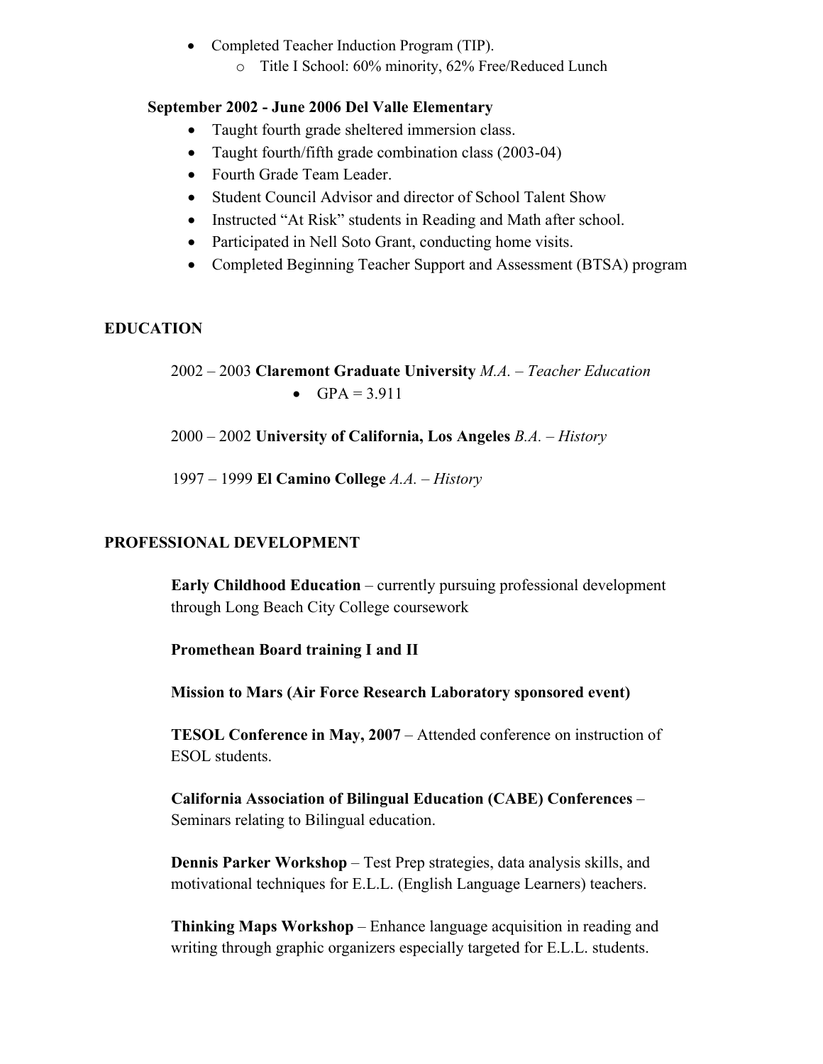- Completed Teacher Induction Program (TIP).
  - Title I School: 60% minority, 62% Free/Reduced Lunch

**September 2002 - June 2006 Del Valle Elementary**

- Taught fourth grade sheltered immersion class.
- Taught fourth/fifth grade combination class (2003-04)
- Fourth Grade Team Leader.
- Student Council Advisor and director of School Talent Show
- Instructed "At Risk" students in Reading and Math after school.
- Participated in Nell Soto Grant, conducting home visits.
- Completed Beginning Teacher Support and Assessment (BTSA) program

## EDUCATION

2002 – 2003 **Claremont Graduate University** *M.A. – Teacher Education*

- GPA = 3.911

2000 – 2002 **University of California, Los Angeles** *B.A. – History*

1997 – 1999 **El Camino College** *A.A. – History*

## PROFESSIONAL DEVELOPMENT

**Early Childhood Education** – currently pursuing professional development through Long Beach City College coursework

**Promethean Board training I and II**

**Mission to Mars (Air Force Research Laboratory sponsored event)**

**TESOL Conference in May, 2007** – Attended conference on instruction of ESOL students.

**California Association of Bilingual Education (CABE) Conferences** – Seminars relating to Bilingual education.

**Dennis Parker Workshop** – Test Prep strategies, data analysis skills, and motivational techniques for E.L.L. (English Language Learners) teachers.

**Thinking Maps Workshop** – Enhance language acquisition in reading and writing through graphic organizers especially targeted for E.L.L. students.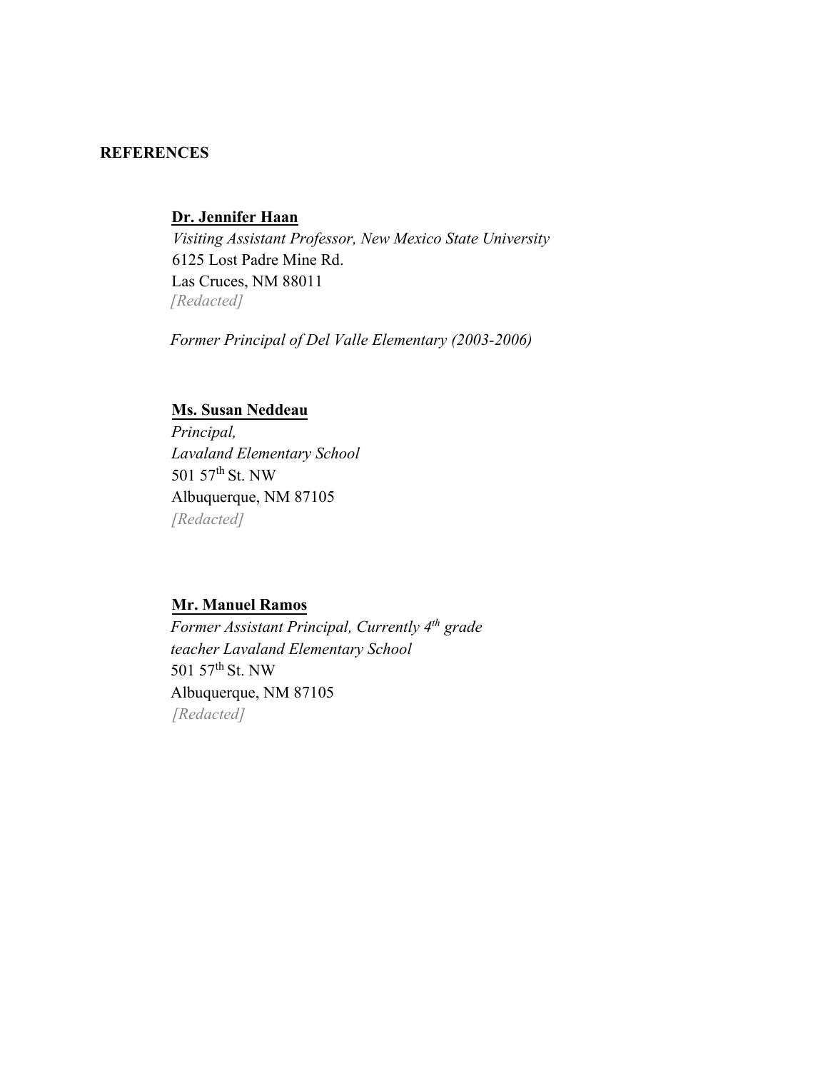**REFERENCES**

**Dr. Jennifer Haan**
*Visiting Assistant Professor, New Mexico State University*
6125 Lost Padre Mine Rd.
Las Cruces, NM 88011
*[Redacted]*

*Former Principal of Del Valle Elementary (2003-2006)*

**Ms. Susan Neddeau**
*Principal,*
*Lavaland Elementary School*
501 57th St. NW
Albuquerque, NM 87105
*[Redacted]*

**Mr. Manuel Ramos**
*Former Assistant Principal, Currently 4th grade teacher Lavaland Elementary School*
501 57th St. NW
Albuquerque, NM 87105
*[Redacted]*